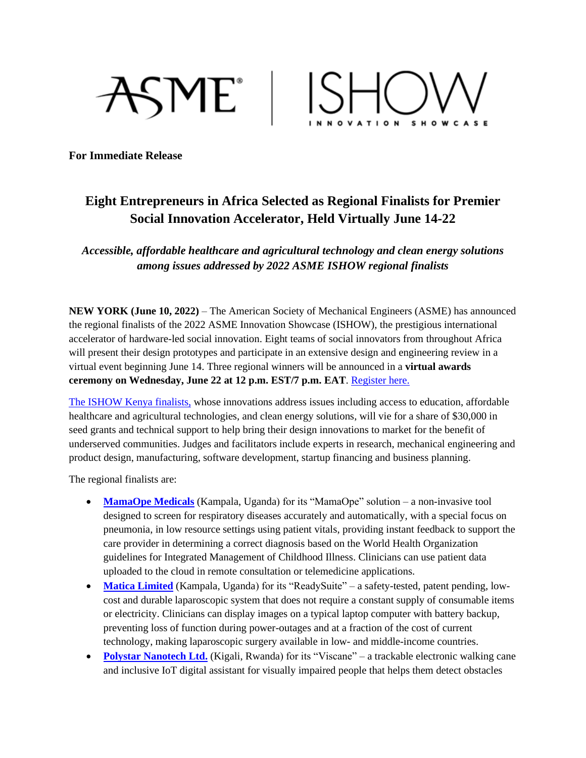ASME | ISHOW INNOVATION SHOWCASE

**For Immediate Release**

## Eight Entrepreneurs in Africa Selected as Regional Finalists for Premier Social Innovation Accelerator, Held Virtually June 14-22

***Accessible, affordable healthcare and agricultural technology and clean energy solutions among issues addressed by 2022 ASME ISHOW regional finalists***

**NEW YORK (June 10, 2022)** – The American Society of Mechanical Engineers (ASME) has announced the regional finalists of the 2022 ASME Innovation Showcase (ISHOW), the prestigious international accelerator of hardware-led social innovation. Eight teams of social innovators from throughout Africa will present their design prototypes and participate in an extensive design and engineering review in a virtual event beginning June 14. Three regional winners will be announced in a **virtual awards ceremony on Wednesday, June 22 at 12 p.m. EST/7 p.m. EAT**. Register here.

The ISHOW Kenya finalists, whose innovations address issues including access to education, affordable healthcare and agricultural technologies, and clean energy solutions, will vie for a share of $30,000 in seed grants and technical support to help bring their design innovations to market for the benefit of underserved communities. Judges and facilitators include experts in research, mechanical engineering and product design, manufacturing, software development, startup financing and business planning.

The regional finalists are:

- **MamaOpe Medicals** (Kampala, Uganda) for its "MamaOpe" solution – a non-invasive tool designed to screen for respiratory diseases accurately and automatically, with a special focus on pneumonia, in low resource settings using patient vitals, providing instant feedback to support the care provider in determining a correct diagnosis based on the World Health Organization guidelines for Integrated Management of Childhood Illness. Clinicians can use patient data uploaded to the cloud in remote consultation or telemedicine applications.
- **Matica Limited** (Kampala, Uganda) for its "ReadySuite" – a safety-tested, patent pending, low-cost and durable laparoscopic system that does not require a constant supply of consumable items or electricity. Clinicians can display images on a typical laptop computer with battery backup, preventing loss of function during power-outages and at a fraction of the cost of current technology, making laparoscopic surgery available in low- and middle-income countries.
- **Polystar Nanotech Ltd.** (Kigali, Rwanda) for its "Viscane" – a trackable electronic walking cane and inclusive IoT digital assistant for visually impaired people that helps them detect obstacles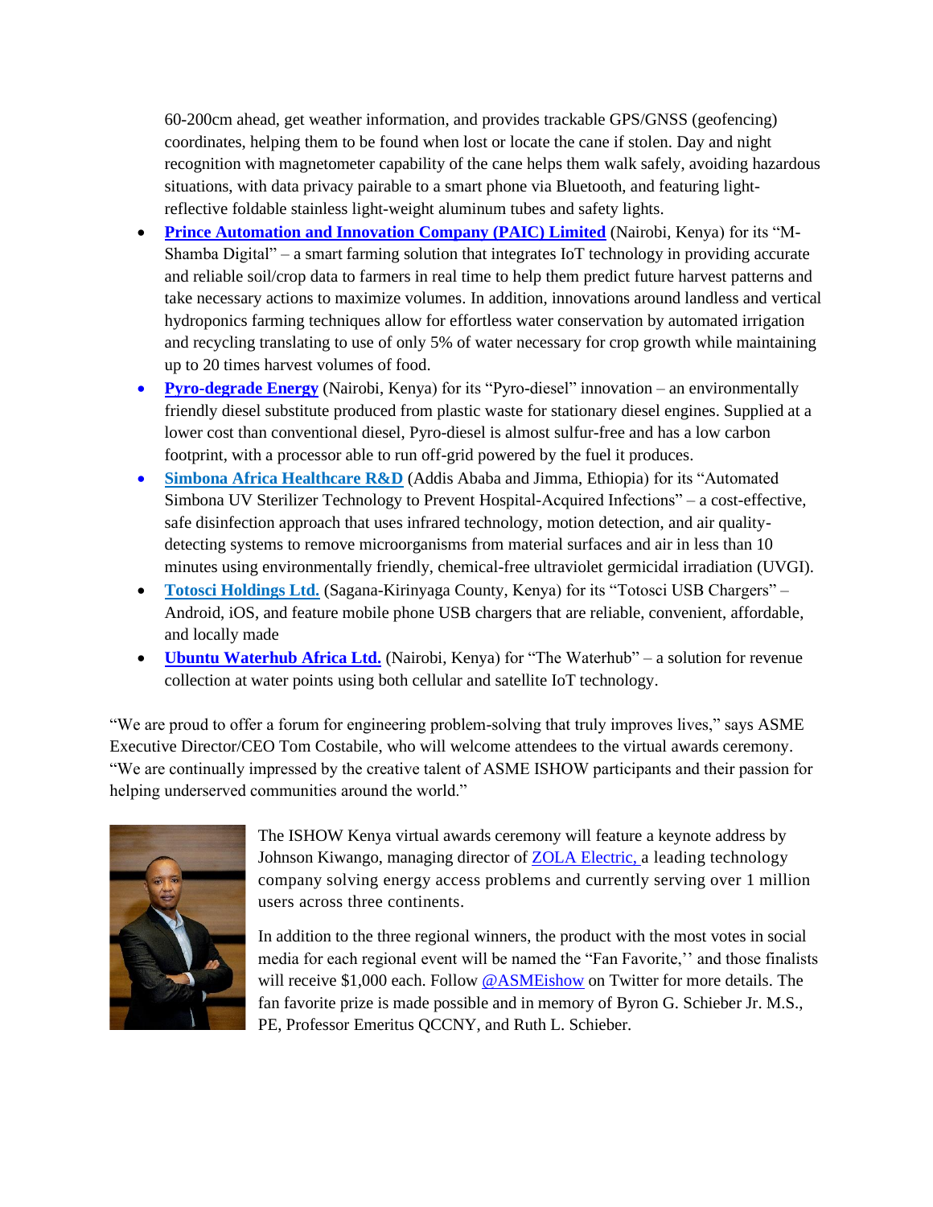60-200cm ahead, get weather information, and provides trackable GPS/GNSS (geofencing) coordinates, helping them to be found when lost or locate the cane if stolen. Day and night recognition with magnetometer capability of the cane helps them walk safely, avoiding hazardous situations, with data privacy pairable to a smart phone via Bluetooth, and featuring light-reflective foldable stainless light-weight aluminum tubes and safety lights.

- **Prince Automation and Innovation Company (PAIC) Limited** (Nairobi, Kenya) for its "M-Shamba Digital" – a smart farming solution that integrates IoT technology in providing accurate and reliable soil/crop data to farmers in real time to help them predict future harvest patterns and take necessary actions to maximize volumes. In addition, innovations around landless and vertical hydroponics farming techniques allow for effortless water conservation by automated irrigation and recycling translating to use of only 5% of water necessary for crop growth while maintaining up to 20 times harvest volumes of food.
- **Pyro-degrade Energy** (Nairobi, Kenya) for its "Pyro-diesel" innovation – an environmentally friendly diesel substitute produced from plastic waste for stationary diesel engines. Supplied at a lower cost than conventional diesel, Pyro-diesel is almost sulfur-free and has a low carbon footprint, with a processor able to run off-grid powered by the fuel it produces.
- **Simbona Africa Healthcare R&D** (Addis Ababa and Jimma, Ethiopia) for its "Automated Simbona UV Sterilizer Technology to Prevent Hospital-Acquired Infections" – a cost-effective, safe disinfection approach that uses infrared technology, motion detection, and air quality-detecting systems to remove microorganisms from material surfaces and air in less than 10 minutes using environmentally friendly, chemical-free ultraviolet germicidal irradiation (UVGI).
- **Totosci Holdings Ltd.** (Sagana-Kirinyaga County, Kenya) for its "Totosci USB Chargers" – Android, iOS, and feature mobile phone USB chargers that are reliable, convenient, affordable, and locally made
- **Ubuntu Waterhub Africa Ltd.** (Nairobi, Kenya) for "The Waterhub" – a solution for revenue collection at water points using both cellular and satellite IoT technology.

"We are proud to offer a forum for engineering problem-solving that truly improves lives," says ASME Executive Director/CEO Tom Costabile, who will welcome attendees to the virtual awards ceremony. "We are continually impressed by the creative talent of ASME ISHOW participants and their passion for helping underserved communities around the world."

The ISHOW Kenya virtual awards ceremony will feature a keynote address by Johnson Kiwango, managing director of ZOLA Electric, a leading technology company solving energy access problems and currently serving over 1 million users across three continents.

In addition to the three regional winners, the product with the most votes in social media for each regional event will be named the "Fan Favorite,'' and those finalists will receive $1,000 each. Follow @ASMEishow on Twitter for more details. The fan favorite prize is made possible and in memory of Byron G. Schieber Jr. M.S., PE, Professor Emeritus QCCNY, and Ruth L. Schieber.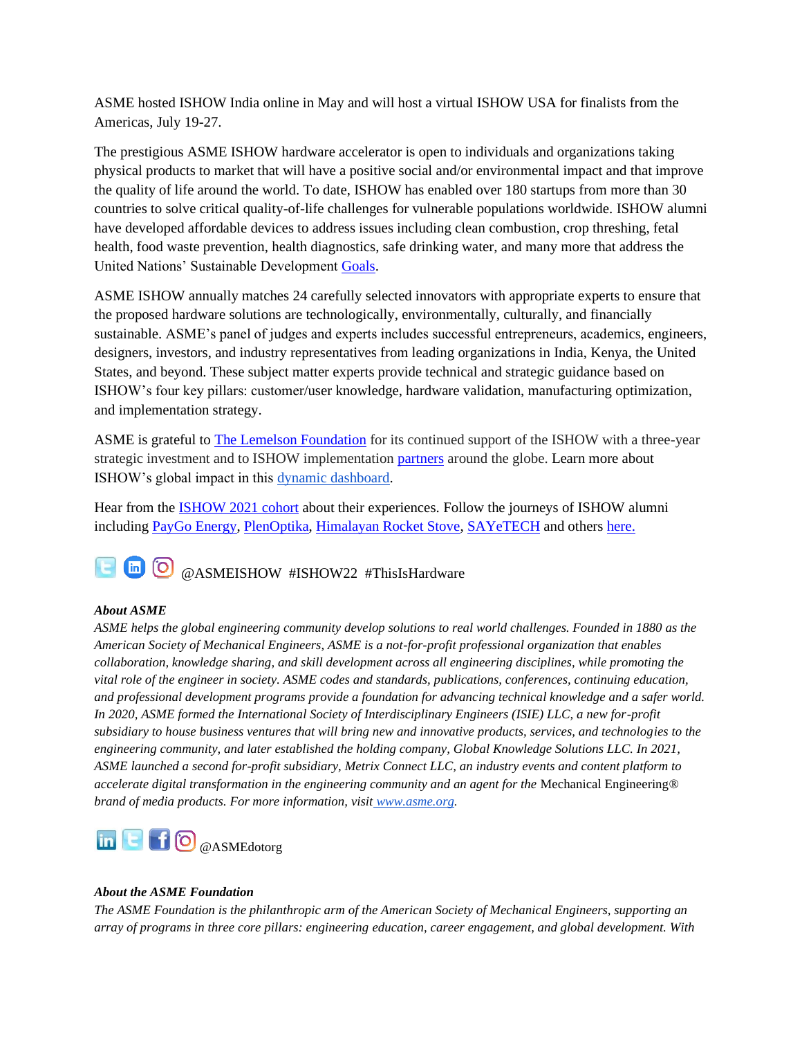ASME hosted ISHOW India online in May and will host a virtual ISHOW USA for finalists from the Americas, July 19-27.

The prestigious ASME ISHOW hardware accelerator is open to individuals and organizations taking physical products to market that will have a positive social and/or environmental impact and that improve the quality of life around the world. To date, ISHOW has enabled over 180 startups from more than 30 countries to solve critical quality-of-life challenges for vulnerable populations worldwide. ISHOW alumni have developed affordable devices to address issues including clean combustion, crop threshing, fetal health, food waste prevention, health diagnostics, safe drinking water, and many more that address the United Nations' Sustainable Development Goals.

ASME ISHOW annually matches 24 carefully selected innovators with appropriate experts to ensure that the proposed hardware solutions are technologically, environmentally, culturally, and financially sustainable. ASME's panel of judges and experts includes successful entrepreneurs, academics, engineers, designers, investors, and industry representatives from leading organizations in India, Kenya, the United States, and beyond. These subject matter experts provide technical and strategic guidance based on ISHOW's four key pillars: customer/user knowledge, hardware validation, manufacturing optimization, and implementation strategy.

ASME is grateful to The Lemelson Foundation for its continued support of the ISHOW with a three-year strategic investment and to ISHOW implementation partners around the globe. Learn more about ISHOW's global impact in this dynamic dashboard.

Hear from the ISHOW 2021 cohort about their experiences. Follow the journeys of ISHOW alumni including PayGo Energy, PlenOptika, Himalayan Rocket Stove, SAYeTECH and others here.

@ASMEISHOW #ISHOW22 #ThisIsHardware

***About ASME***
*ASME helps the global engineering community develop solutions to real world challenges. Founded in 1880 as the American Society of Mechanical Engineers, ASME is a not-for-profit professional organization that enables collaboration, knowledge sharing, and skill development across all engineering disciplines, while promoting the vital role of the engineer in society. ASME codes and standards, publications, conferences, continuing education, and professional development programs provide a foundation for advancing technical knowledge and a safer world. In 2020, ASME formed the International Society of Interdisciplinary Engineers (ISIE) LLC, a new for-profit subsidiary to house business ventures that will bring new and innovative products, services, and technologies to the engineering community, and later established the holding company, Global Knowledge Solutions LLC. In 2021, ASME launched a second for-profit subsidiary, Metrix Connect LLC, an industry events and content platform to accelerate digital transformation in the engineering community and an agent for the* Mechanical Engineering® *brand of media products. For more information, visit www.asme.org.*

@ASMEdotorg

***About the ASME Foundation***
*The ASME Foundation is the philanthropic arm of the American Society of Mechanical Engineers, supporting an array of programs in three core pillars: engineering education, career engagement, and global development. With*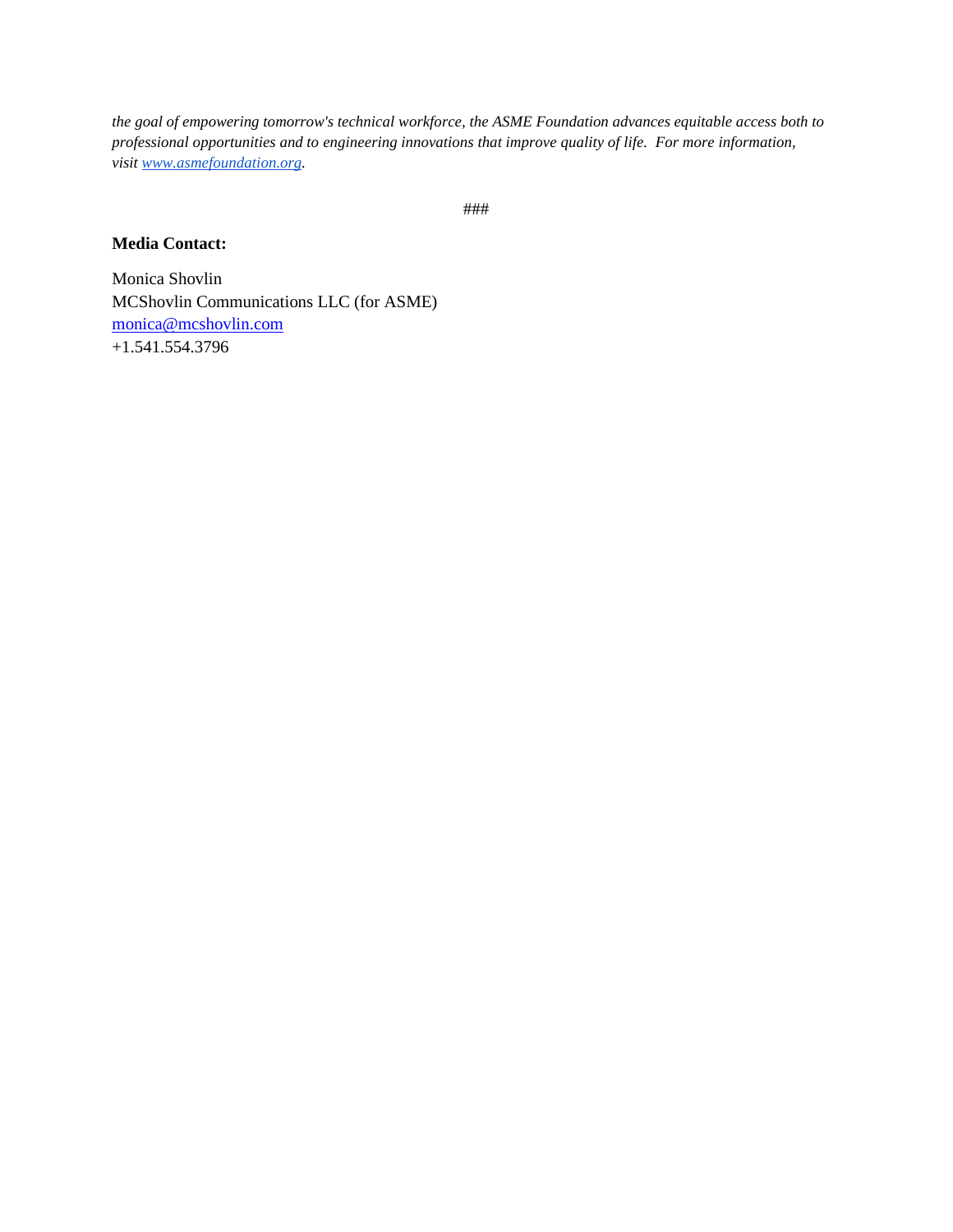*the goal of empowering tomorrow's technical workforce, the ASME Foundation advances equitable access both to professional opportunities and to engineering innovations that improve quality of life. For more information, visit [www.asmefoundation.org](http://www.asmefoundation.org).*

###

**Media Contact:**

Monica Shovlin
MCShovlin Communications LLC (for ASME)
[monica@mcshovlin.com](mailto:monica@mcshovlin.com)
+1.541.554.3796